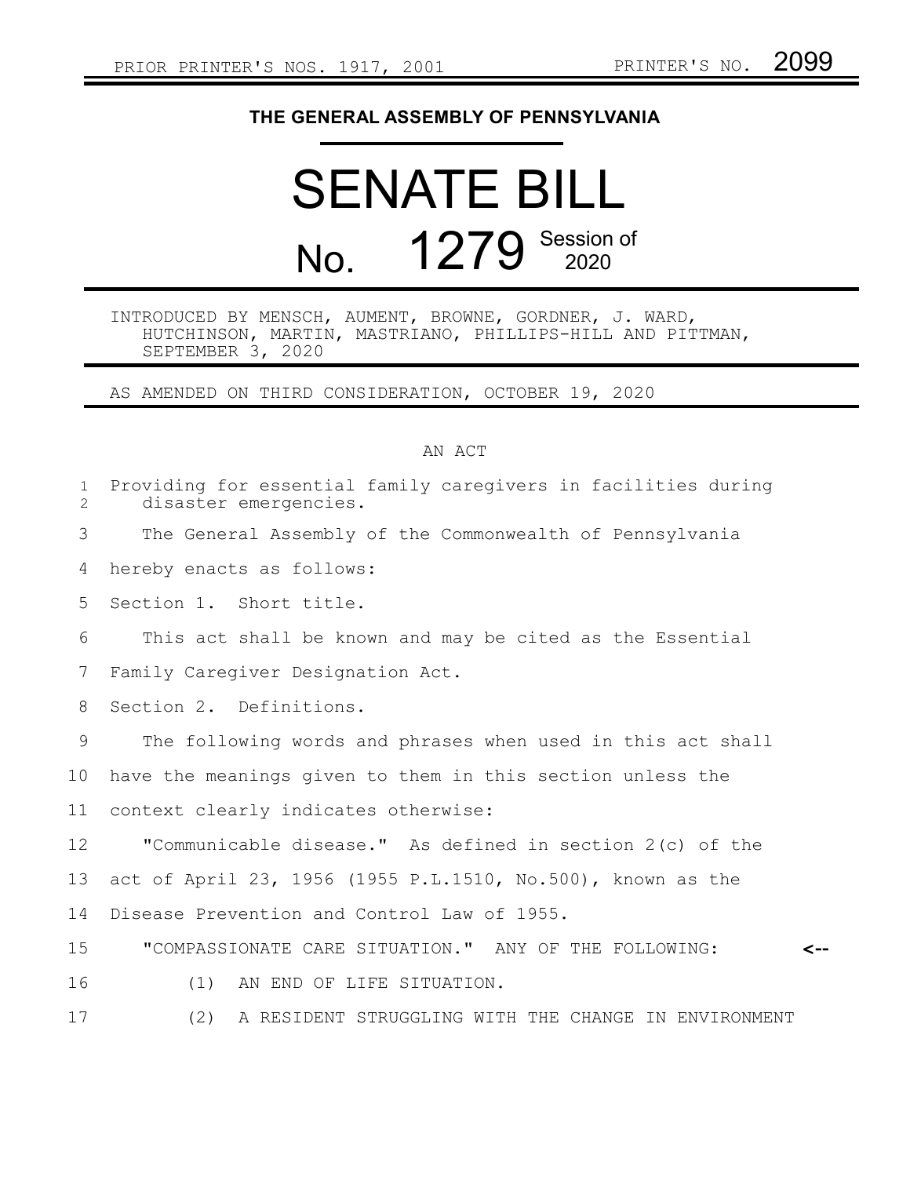PRIOR PRINTER'S NOS. 1917, 2001 PRINTER'S NO. 2099

# THE GENERAL ASSEMBLY OF PENNSYLVANIA

# SENATE BILL

## No. 1279 Session of 2020

INTRODUCED BY MENSCH, AUMENT, BROWNE, GORDNER, J. WARD, HUTCHINSON, MARTIN, MASTRIANO, PHILLIPS-HILL AND PITTMAN, SEPTEMBER 3, 2020

AS AMENDED ON THIRD CONSIDERATION, OCTOBER 19, 2020

AN ACT

Providing for essential family caregivers in facilities during disaster emergencies.

The General Assembly of the Commonwealth of Pennsylvania hereby enacts as follows:

Section 1. Short title.

This act shall be known and may be cited as the Essential Family Caregiver Designation Act.

Section 2. Definitions.

The following words and phrases when used in this act shall have the meanings given to them in this section unless the context clearly indicates otherwise:

"Communicable disease." As defined in section 2(c) of the act of April 23, 1956 (1955 P.L.1510, No.500), known as the Disease Prevention and Control Law of 1955.

"COMPASSIONATE CARE SITUATION." ANY OF THE FOLLOWING: <--

(1) AN END OF LIFE SITUATION.

(2) A RESIDENT STRUGGLING WITH THE CHANGE IN ENVIRONMENT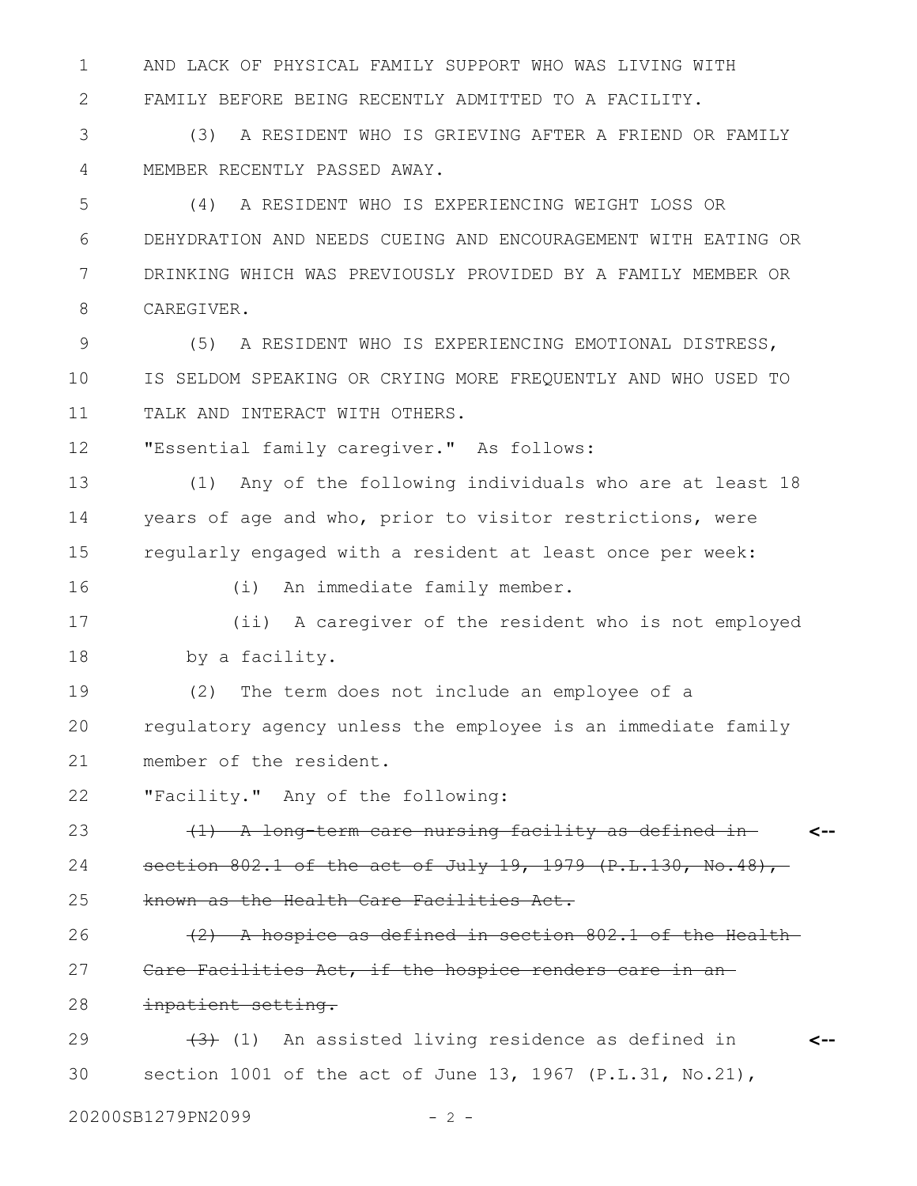AND LACK OF PHYSICAL FAMILY SUPPORT WHO WAS LIVING WITH FAMILY BEFORE BEING RECENTLY ADMITTED TO A FACILITY.

(3) A RESIDENT WHO IS GRIEVING AFTER A FRIEND OR FAMILY MEMBER RECENTLY PASSED AWAY.

(4) A RESIDENT WHO IS EXPERIENCING WEIGHT LOSS OR DEHYDRATION AND NEEDS CUEING AND ENCOURAGEMENT WITH EATING OR DRINKING WHICH WAS PREVIOUSLY PROVIDED BY A FAMILY MEMBER OR CAREGIVER.

(5) A RESIDENT WHO IS EXPERIENCING EMOTIONAL DISTRESS, IS SELDOM SPEAKING OR CRYING MORE FREQUENTLY AND WHO USED TO TALK AND INTERACT WITH OTHERS.

"Essential family caregiver." As follows:

(1) Any of the following individuals who are at least 18 years of age and who, prior to visitor restrictions, were regularly engaged with a resident at least once per week:

(i) An immediate family member.

(ii) A caregiver of the resident who is not employed by a facility.

(2) The term does not include an employee of a regulatory agency unless the employee is an immediate family member of the resident.

"Facility." Any of the following:

~~(1) A long-term care nursing facility as defined in section 802.1 of the act of July 19, 1979 (P.L.130, No.48), known as the Health Care Facilities Act.~~ <--

~~(2) A hospice as defined in section 802.1 of the Health Care Facilities Act, if the hospice renders care in an inpatient setting.~~

~~(3)~~ (1) An assisted living residence as defined in section 1001 of the act of June 13, 1967 (P.L.31, No.21), <--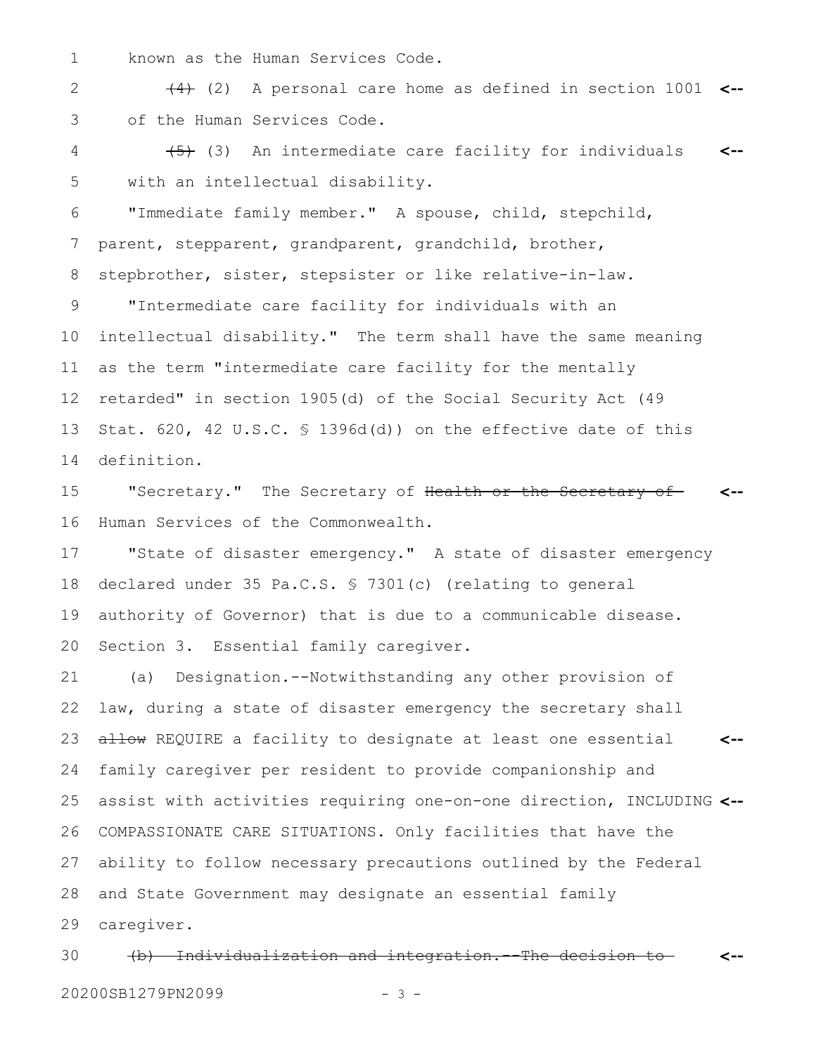known as the Human Services Code.

~~(4)~~ (2) A personal care home as defined in section 1001 of the Human Services Code.

~~(5)~~ (3) An intermediate care facility for individuals with an intellectual disability.

"Immediate family member." A spouse, child, stepchild, parent, stepparent, grandparent, grandchild, brother, stepbrother, sister, stepsister or like relative-in-law.

"Intermediate care facility for individuals with an intellectual disability." The term shall have the same meaning as the term "intermediate care facility for the mentally retarded" in section 1905(d) of the Social Security Act (49 Stat. 620, 42 U.S.C. § 1396d(d)) on the effective date of this definition.

"Secretary." The Secretary of ~~Health or the Secretary of~~ Human Services of the Commonwealth.

"State of disaster emergency." A state of disaster emergency declared under 35 Pa.C.S. § 7301(c) (relating to general authority of Governor) that is due to a communicable disease.

Section 3. Essential family caregiver.

(a) Designation.--Notwithstanding any other provision of law, during a state of disaster emergency the secretary shall ~~allow~~ REQUIRE a facility to designate at least one essential family caregiver per resident to provide companionship and assist with activities requiring one-on-one direction, INCLUDING COMPASSIONATE CARE SITUATIONS. Only facilities that have the ability to follow necessary precautions outlined by the Federal and State Government may designate an essential family caregiver.

~~(b) Individualization and integration.--The decision to~~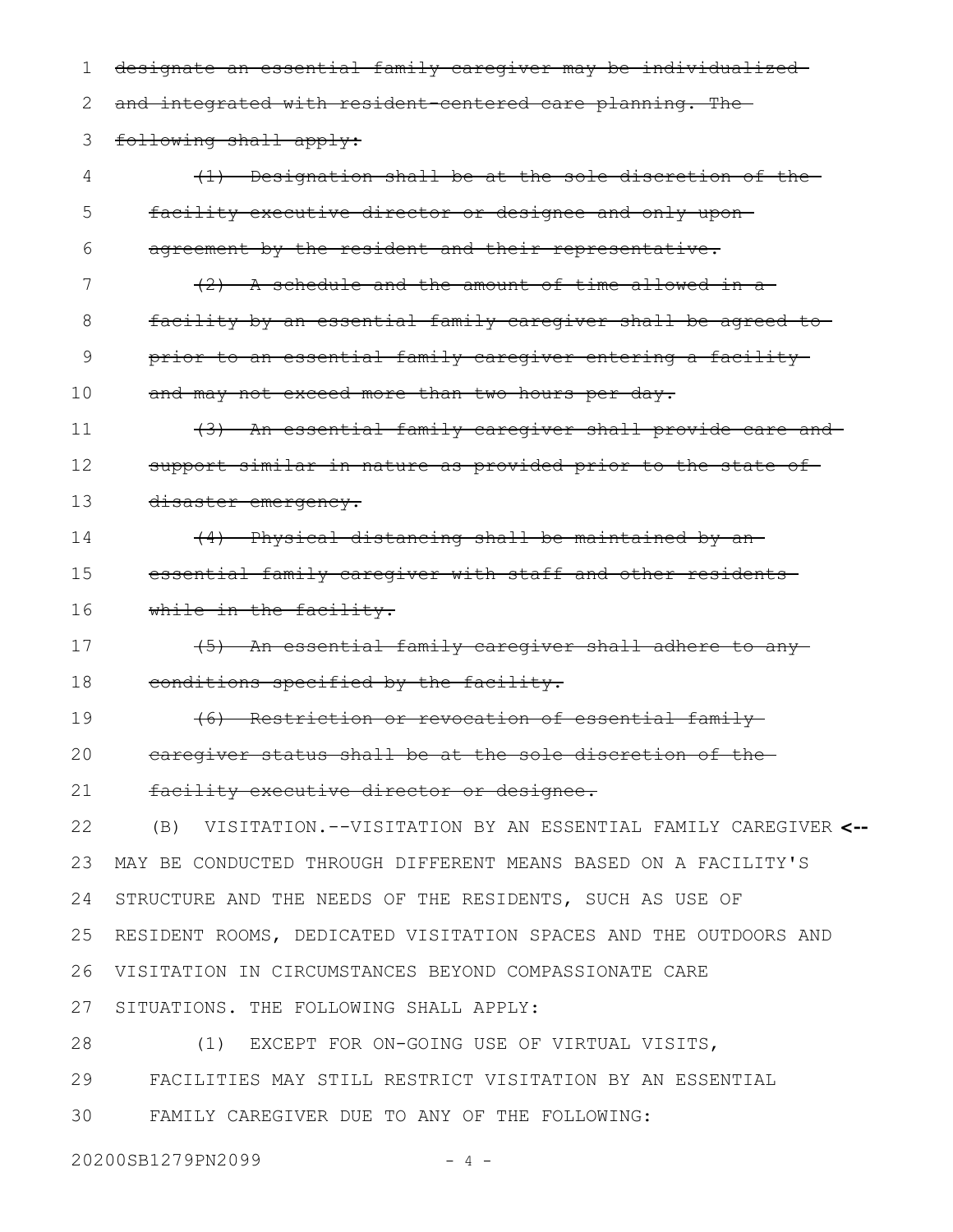~~designate an essential family caregiver may be individualized and integrated with resident-centered care planning. The following shall apply:~~

~~(1) Designation shall be at the sole discretion of the facility executive director or designee and only upon agreement by the resident and their representative.~~

~~(2) A schedule and the amount of time allowed in a facility by an essential family caregiver shall be agreed to prior to an essential family caregiver entering a facility and may not exceed more than two hours per day.~~

~~(3) An essential family caregiver shall provide care and support similar in nature as provided prior to the state of disaster emergency.~~

~~(4) Physical distancing shall be maintained by an essential family caregiver with staff and other residents while in the facility.~~

~~(5) An essential family caregiver shall adhere to any conditions specified by the facility.~~

~~(6) Restriction or revocation of essential family caregiver status shall be at the sole discretion of the facility executive director or designee.~~

(B) VISITATION.--VISITATION BY AN ESSENTIAL FAMILY CAREGIVER **<--** MAY BE CONDUCTED THROUGH DIFFERENT MEANS BASED ON A FACILITY'S STRUCTURE AND THE NEEDS OF THE RESIDENTS, SUCH AS USE OF RESIDENT ROOMS, DEDICATED VISITATION SPACES AND THE OUTDOORS AND VISITATION IN CIRCUMSTANCES BEYOND COMPASSIONATE CARE SITUATIONS. THE FOLLOWING SHALL APPLY:

(1) EXCEPT FOR ON-GOING USE OF VIRTUAL VISITS, FACILITIES MAY STILL RESTRICT VISITATION BY AN ESSENTIAL FAMILY CAREGIVER DUE TO ANY OF THE FOLLOWING: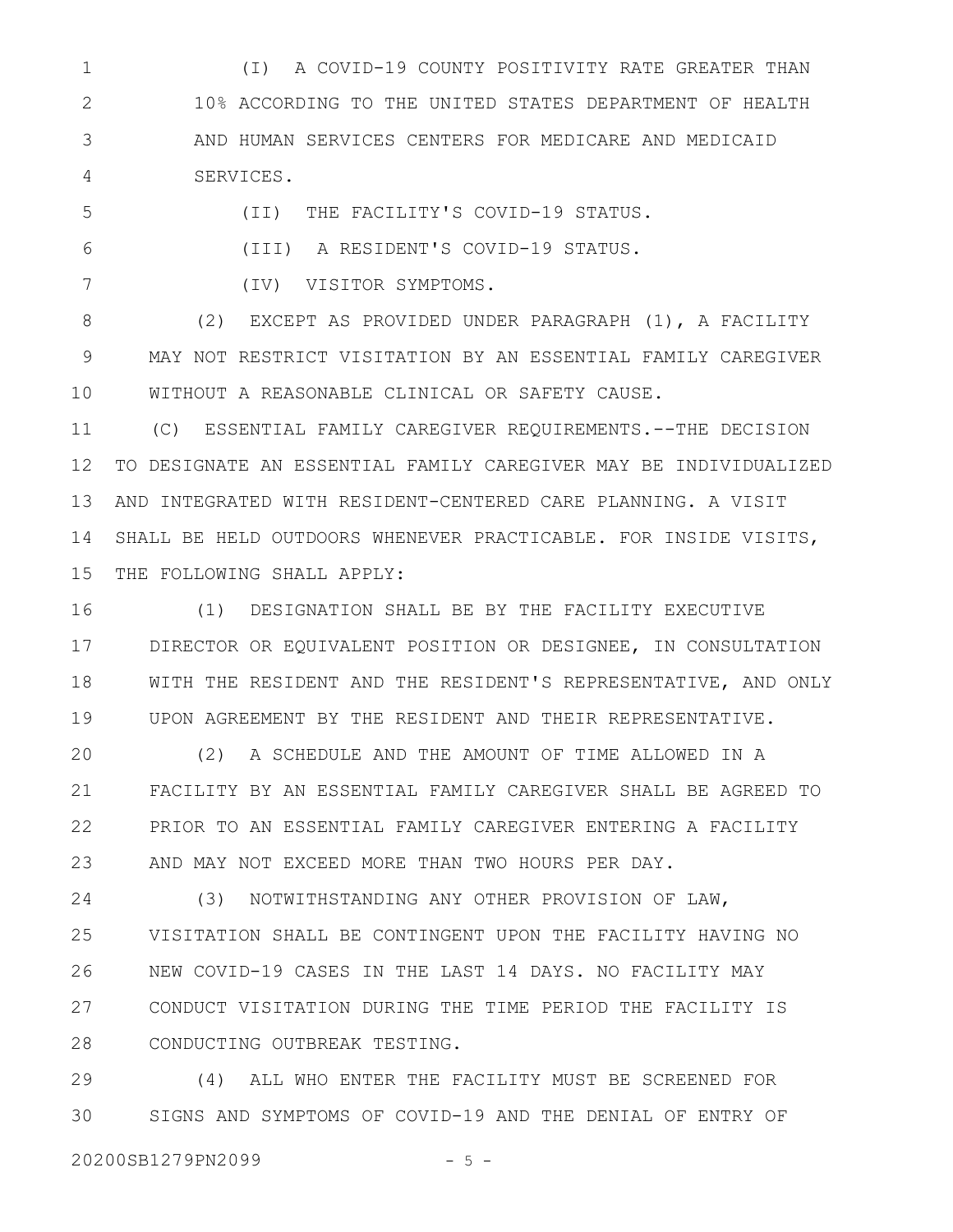(I) A COVID-19 COUNTY POSITIVITY RATE GREATER THAN 10% ACCORDING TO THE UNITED STATES DEPARTMENT OF HEALTH AND HUMAN SERVICES CENTERS FOR MEDICARE AND MEDICAID SERVICES.

(II) THE FACILITY'S COVID-19 STATUS.

(III) A RESIDENT'S COVID-19 STATUS.

(IV) VISITOR SYMPTOMS.

(2) EXCEPT AS PROVIDED UNDER PARAGRAPH (1), A FACILITY MAY NOT RESTRICT VISITATION BY AN ESSENTIAL FAMILY CAREGIVER WITHOUT A REASONABLE CLINICAL OR SAFETY CAUSE.

(C) ESSENTIAL FAMILY CAREGIVER REQUIREMENTS.--THE DECISION TO DESIGNATE AN ESSENTIAL FAMILY CAREGIVER MAY BE INDIVIDUALIZED AND INTEGRATED WITH RESIDENT-CENTERED CARE PLANNING. A VISIT SHALL BE HELD OUTDOORS WHENEVER PRACTICABLE. FOR INSIDE VISITS, THE FOLLOWING SHALL APPLY:

(1) DESIGNATION SHALL BE BY THE FACILITY EXECUTIVE DIRECTOR OR EQUIVALENT POSITION OR DESIGNEE, IN CONSULTATION WITH THE RESIDENT AND THE RESIDENT'S REPRESENTATIVE, AND ONLY UPON AGREEMENT BY THE RESIDENT AND THEIR REPRESENTATIVE.

(2) A SCHEDULE AND THE AMOUNT OF TIME ALLOWED IN A FACILITY BY AN ESSENTIAL FAMILY CAREGIVER SHALL BE AGREED TO PRIOR TO AN ESSENTIAL FAMILY CAREGIVER ENTERING A FACILITY AND MAY NOT EXCEED MORE THAN TWO HOURS PER DAY.

(3) NOTWITHSTANDING ANY OTHER PROVISION OF LAW, VISITATION SHALL BE CONTINGENT UPON THE FACILITY HAVING NO NEW COVID-19 CASES IN THE LAST 14 DAYS. NO FACILITY MAY CONDUCT VISITATION DURING THE TIME PERIOD THE FACILITY IS CONDUCTING OUTBREAK TESTING.

(4) ALL WHO ENTER THE FACILITY MUST BE SCREENED FOR SIGNS AND SYMPTOMS OF COVID-19 AND THE DENIAL OF ENTRY OF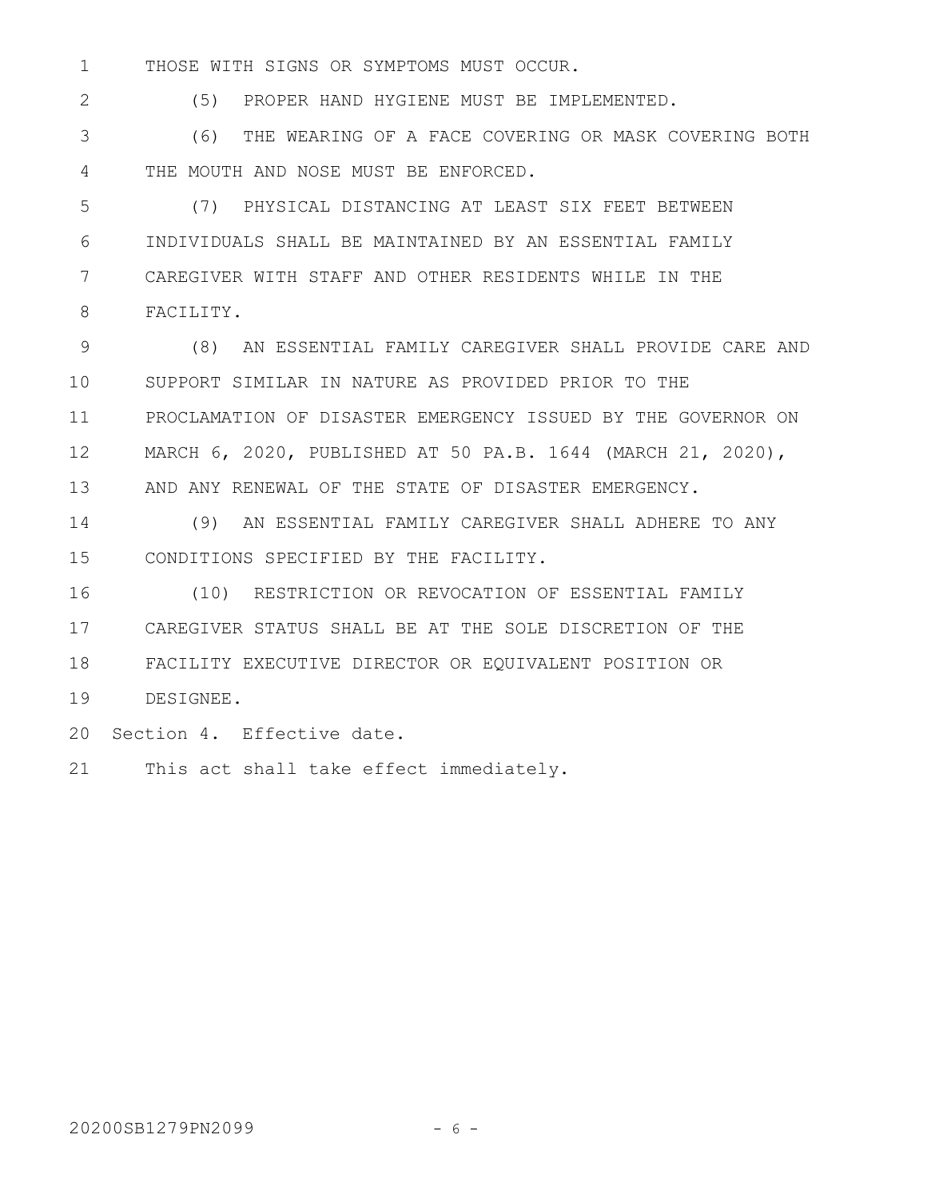THOSE WITH SIGNS OR SYMPTOMS MUST OCCUR.

(5) PROPER HAND HYGIENE MUST BE IMPLEMENTED.

(6) THE WEARING OF A FACE COVERING OR MASK COVERING BOTH THE MOUTH AND NOSE MUST BE ENFORCED.

(7) PHYSICAL DISTANCING AT LEAST SIX FEET BETWEEN INDIVIDUALS SHALL BE MAINTAINED BY AN ESSENTIAL FAMILY CAREGIVER WITH STAFF AND OTHER RESIDENTS WHILE IN THE FACILITY.

(8) AN ESSENTIAL FAMILY CAREGIVER SHALL PROVIDE CARE AND SUPPORT SIMILAR IN NATURE AS PROVIDED PRIOR TO THE PROCLAMATION OF DISASTER EMERGENCY ISSUED BY THE GOVERNOR ON MARCH 6, 2020, PUBLISHED AT 50 PA.B. 1644 (MARCH 21, 2020), AND ANY RENEWAL OF THE STATE OF DISASTER EMERGENCY.

(9) AN ESSENTIAL FAMILY CAREGIVER SHALL ADHERE TO ANY CONDITIONS SPECIFIED BY THE FACILITY.

(10) RESTRICTION OR REVOCATION OF ESSENTIAL FAMILY CAREGIVER STATUS SHALL BE AT THE SOLE DISCRETION OF THE FACILITY EXECUTIVE DIRECTOR OR EQUIVALENT POSITION OR DESIGNEE.

Section 4. Effective date.

This act shall take effect immediately.